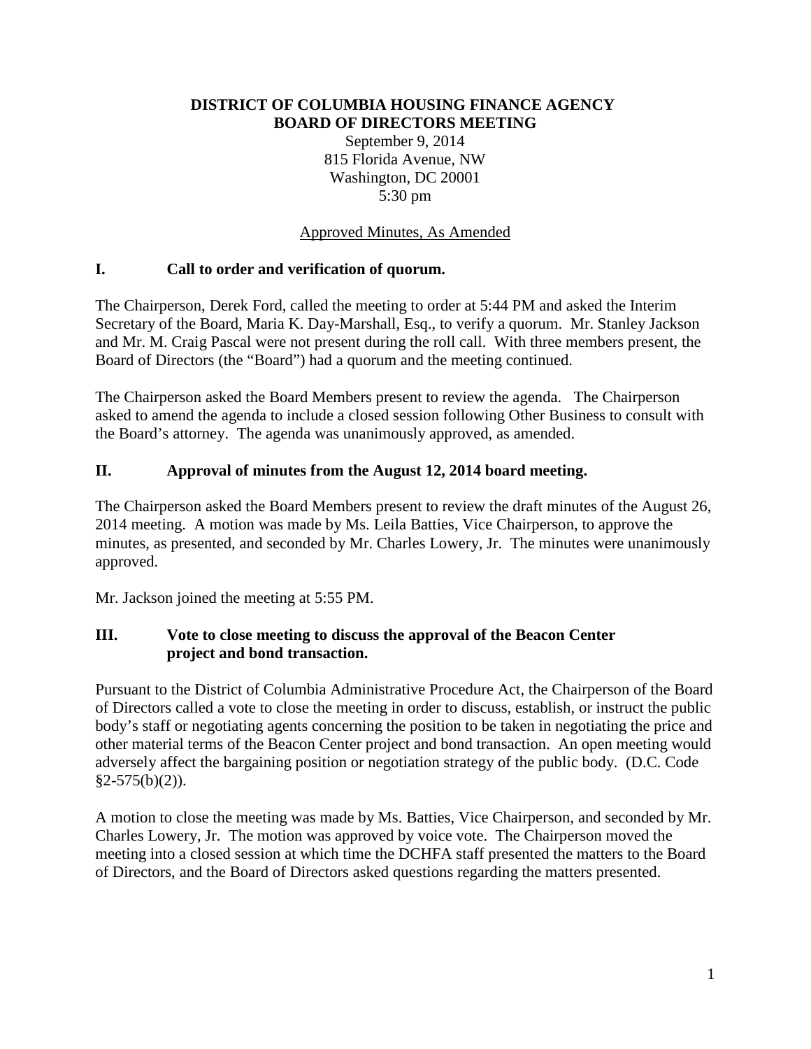**DISTRICT OF COLUMBIA HOUSING FINANCE AGENCY**
**BOARD OF DIRECTORS MEETING**

September 9, 2014
815 Florida Avenue, NW
Washington, DC 20001
5:30 pm

Approved Minutes, As Amended

## I. Call to order and verification of quorum.

The Chairperson, Derek Ford, called the meeting to order at 5:44 PM and asked the Interim Secretary of the Board, Maria K. Day-Marshall, Esq., to verify a quorum. Mr. Stanley Jackson and Mr. M. Craig Pascal were not present during the roll call. With three members present, the Board of Directors (the "Board") had a quorum and the meeting continued.

The Chairperson asked the Board Members present to review the agenda. The Chairperson asked to amend the agenda to include a closed session following Other Business to consult with the Board's attorney. The agenda was unanimously approved, as amended.

## II. Approval of minutes from the August 12, 2014 board meeting.

The Chairperson asked the Board Members present to review the draft minutes of the August 26, 2014 meeting. A motion was made by Ms. Leila Batties, Vice Chairperson, to approve the minutes, as presented, and seconded by Mr. Charles Lowery, Jr. The minutes were unanimously approved.

Mr. Jackson joined the meeting at 5:55 PM.

## III. Vote to close meeting to discuss the approval of the Beacon Center project and bond transaction.

Pursuant to the District of Columbia Administrative Procedure Act, the Chairperson of the Board of Directors called a vote to close the meeting in order to discuss, establish, or instruct the public body's staff or negotiating agents concerning the position to be taken in negotiating the price and other material terms of the Beacon Center project and bond transaction. An open meeting would adversely affect the bargaining position or negotiation strategy of the public body. (D.C. Code §2-575(b)(2)).

A motion to close the meeting was made by Ms. Batties, Vice Chairperson, and seconded by Mr. Charles Lowery, Jr. The motion was approved by voice vote. The Chairperson moved the meeting into a closed session at which time the DCHFA staff presented the matters to the Board of Directors, and the Board of Directors asked questions regarding the matters presented.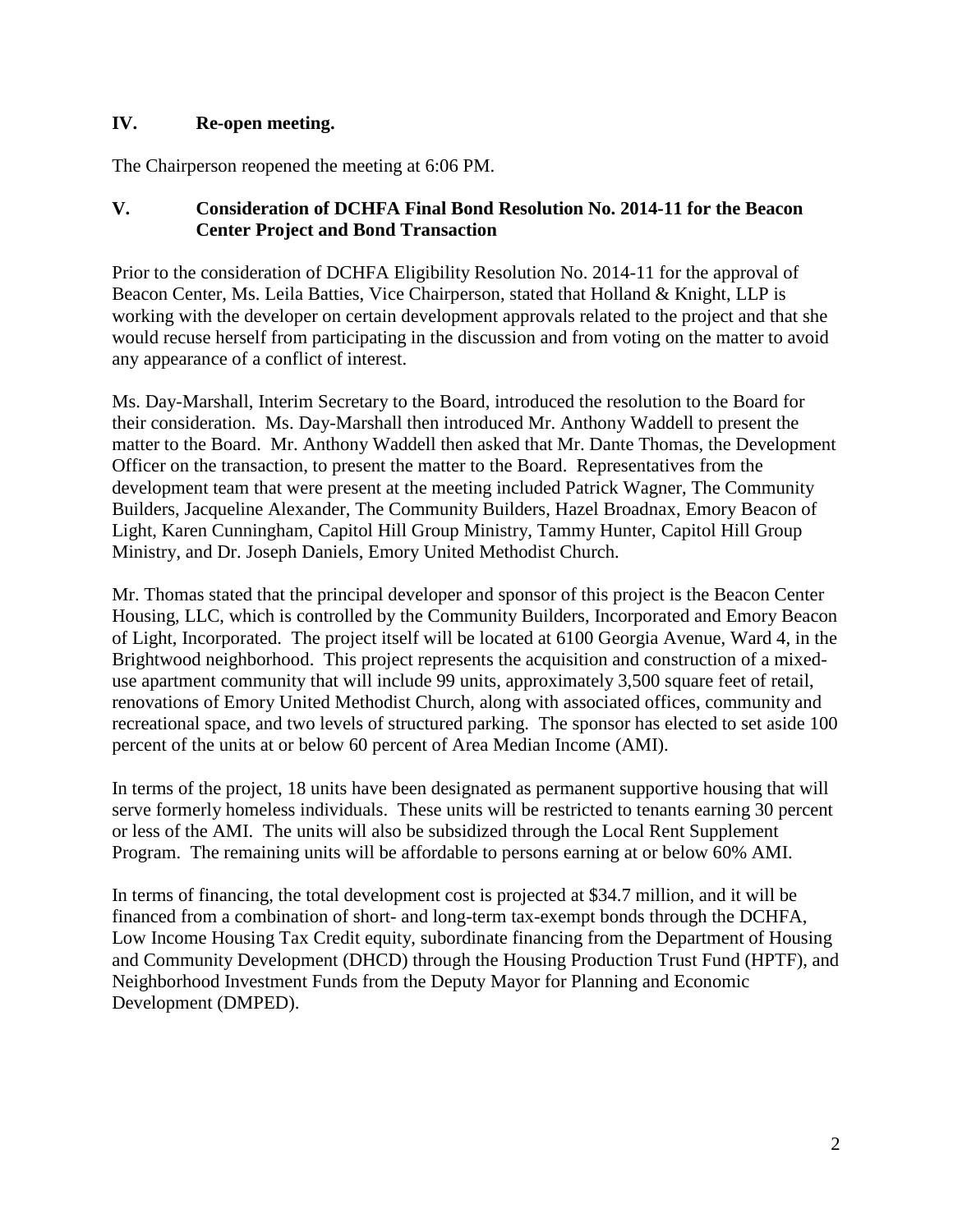## IV. Re-open meeting.

The Chairperson reopened the meeting at 6:06 PM.

## V. Consideration of DCHFA Final Bond Resolution No. 2014-11 for the Beacon Center Project and Bond Transaction

Prior to the consideration of DCHFA Eligibility Resolution No. 2014-11 for the approval of Beacon Center, Ms. Leila Batties, Vice Chairperson, stated that Holland & Knight, LLP is working with the developer on certain development approvals related to the project and that she would recuse herself from participating in the discussion and from voting on the matter to avoid any appearance of a conflict of interest.

Ms. Day-Marshall, Interim Secretary to the Board, introduced the resolution to the Board for their consideration. Ms. Day-Marshall then introduced Mr. Anthony Waddell to present the matter to the Board. Mr. Anthony Waddell then asked that Mr. Dante Thomas, the Development Officer on the transaction, to present the matter to the Board. Representatives from the development team that were present at the meeting included Patrick Wagner, The Community Builders, Jacqueline Alexander, The Community Builders, Hazel Broadnax, Emory Beacon of Light, Karen Cunningham, Capitol Hill Group Ministry, Tammy Hunter, Capitol Hill Group Ministry, and Dr. Joseph Daniels, Emory United Methodist Church.

Mr. Thomas stated that the principal developer and sponsor of this project is the Beacon Center Housing, LLC, which is controlled by the Community Builders, Incorporated and Emory Beacon of Light, Incorporated. The project itself will be located at 6100 Georgia Avenue, Ward 4, in the Brightwood neighborhood. This project represents the acquisition and construction of a mixed-use apartment community that will include 99 units, approximately 3,500 square feet of retail, renovations of Emory United Methodist Church, along with associated offices, community and recreational space, and two levels of structured parking. The sponsor has elected to set aside 100 percent of the units at or below 60 percent of Area Median Income (AMI).

In terms of the project, 18 units have been designated as permanent supportive housing that will serve formerly homeless individuals. These units will be restricted to tenants earning 30 percent or less of the AMI. The units will also be subsidized through the Local Rent Supplement Program. The remaining units will be affordable to persons earning at or below 60% AMI.

In terms of financing, the total development cost is projected at $34.7 million, and it will be financed from a combination of short- and long-term tax-exempt bonds through the DCHFA, Low Income Housing Tax Credit equity, subordinate financing from the Department of Housing and Community Development (DHCD) through the Housing Production Trust Fund (HPTF), and Neighborhood Investment Funds from the Deputy Mayor for Planning and Economic Development (DMPED).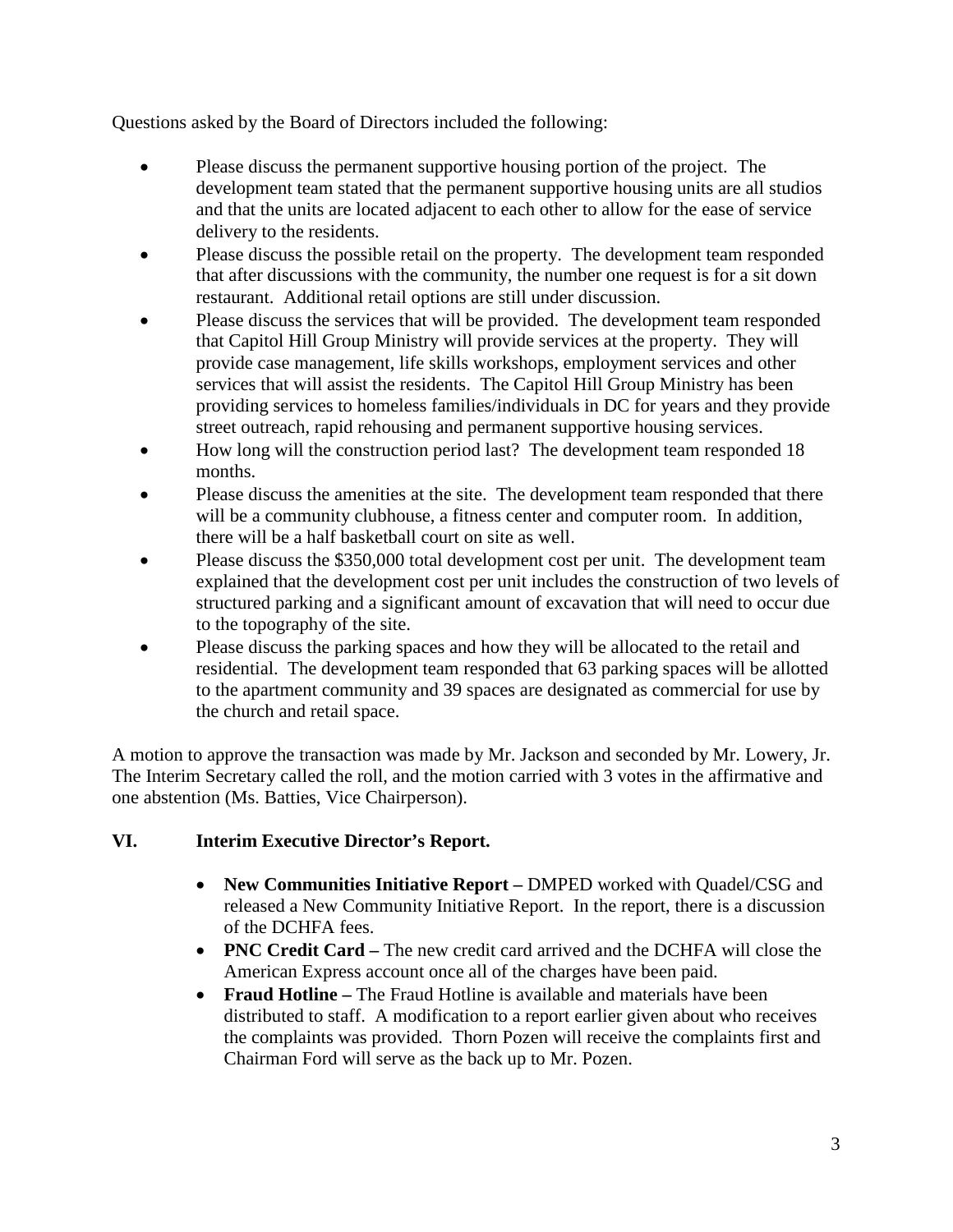Questions asked by the Board of Directors included the following:

- Please discuss the permanent supportive housing portion of the project. The development team stated that the permanent supportive housing units are all studios and that the units are located adjacent to each other to allow for the ease of service delivery to the residents.
- Please discuss the possible retail on the property. The development team responded that after discussions with the community, the number one request is for a sit down restaurant. Additional retail options are still under discussion.
- Please discuss the services that will be provided. The development team responded that Capitol Hill Group Ministry will provide services at the property. They will provide case management, life skills workshops, employment services and other services that will assist the residents. The Capitol Hill Group Ministry has been providing services to homeless families/individuals in DC for years and they provide street outreach, rapid rehousing and permanent supportive housing services.
- How long will the construction period last? The development team responded 18 months.
- Please discuss the amenities at the site. The development team responded that there will be a community clubhouse, a fitness center and computer room. In addition, there will be a half basketball court on site as well.
- Please discuss the $350,000 total development cost per unit. The development team explained that the development cost per unit includes the construction of two levels of structured parking and a significant amount of excavation that will need to occur due to the topography of the site.
- Please discuss the parking spaces and how they will be allocated to the retail and residential. The development team responded that 63 parking spaces will be allotted to the apartment community and 39 spaces are designated as commercial for use by the church and retail space.

A motion to approve the transaction was made by Mr. Jackson and seconded by Mr. Lowery, Jr. The Interim Secretary called the roll, and the motion carried with 3 votes in the affirmative and one abstention (Ms. Batties, Vice Chairperson).

## VI. Interim Executive Director's Report.

- **New Communities Initiative Report –** DMPED worked with Quadel/CSG and released a New Community Initiative Report. In the report, there is a discussion of the DCHFA fees.
- **PNC Credit Card –** The new credit card arrived and the DCHFA will close the American Express account once all of the charges have been paid.
- **Fraud Hotline –** The Fraud Hotline is available and materials have been distributed to staff. A modification to a report earlier given about who receives the complaints was provided. Thorn Pozen will receive the complaints first and Chairman Ford will serve as the back up to Mr. Pozen.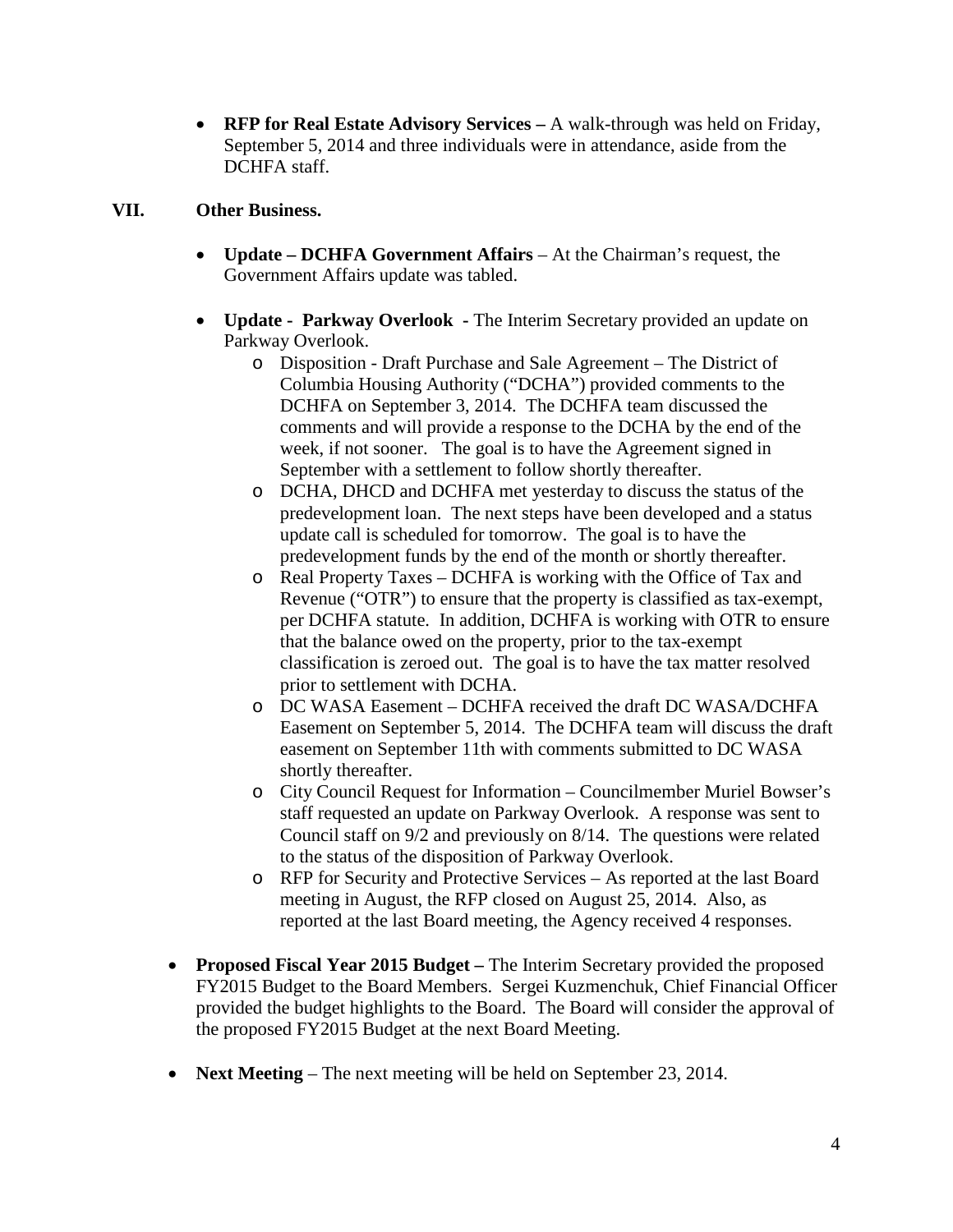- **RFP for Real Estate Advisory Services –** A walk-through was held on Friday, September 5, 2014 and three individuals were in attendance, aside from the DCHFA staff.

## VII. Other Business.

- **Update – DCHFA Government Affairs** – At the Chairman's request, the Government Affairs update was tabled.

- **Update - Parkway Overlook -** The Interim Secretary provided an update on Parkway Overlook.
  - Disposition - Draft Purchase and Sale Agreement – The District of Columbia Housing Authority ("DCHA") provided comments to the DCHFA on September 3, 2014. The DCHFA team discussed the comments and will provide a response to the DCHA by the end of the week, if not sooner. The goal is to have the Agreement signed in September with a settlement to follow shortly thereafter.
  - DCHA, DHCD and DCHFA met yesterday to discuss the status of the predevelopment loan. The next steps have been developed and a status update call is scheduled for tomorrow. The goal is to have the predevelopment funds by the end of the month or shortly thereafter.
  - Real Property Taxes – DCHFA is working with the Office of Tax and Revenue ("OTR") to ensure that the property is classified as tax-exempt, per DCHFA statute. In addition, DCHFA is working with OTR to ensure that the balance owed on the property, prior to the tax-exempt classification is zeroed out. The goal is to have the tax matter resolved prior to settlement with DCHA.
  - DC WASA Easement – DCHFA received the draft DC WASA/DCHFA Easement on September 5, 2014. The DCHFA team will discuss the draft easement on September 11th with comments submitted to DC WASA shortly thereafter.
  - City Council Request for Information – Councilmember Muriel Bowser's staff requested an update on Parkway Overlook. A response was sent to Council staff on 9/2 and previously on 8/14. The questions were related to the status of the disposition of Parkway Overlook.
  - RFP for Security and Protective Services – As reported at the last Board meeting in August, the RFP closed on August 25, 2014. Also, as reported at the last Board meeting, the Agency received 4 responses.

- **Proposed Fiscal Year 2015 Budget –** The Interim Secretary provided the proposed FY2015 Budget to the Board Members. Sergei Kuzmenchuk, Chief Financial Officer provided the budget highlights to the Board. The Board will consider the approval of the proposed FY2015 Budget at the next Board Meeting.

- **Next Meeting** – The next meeting will be held on September 23, 2014.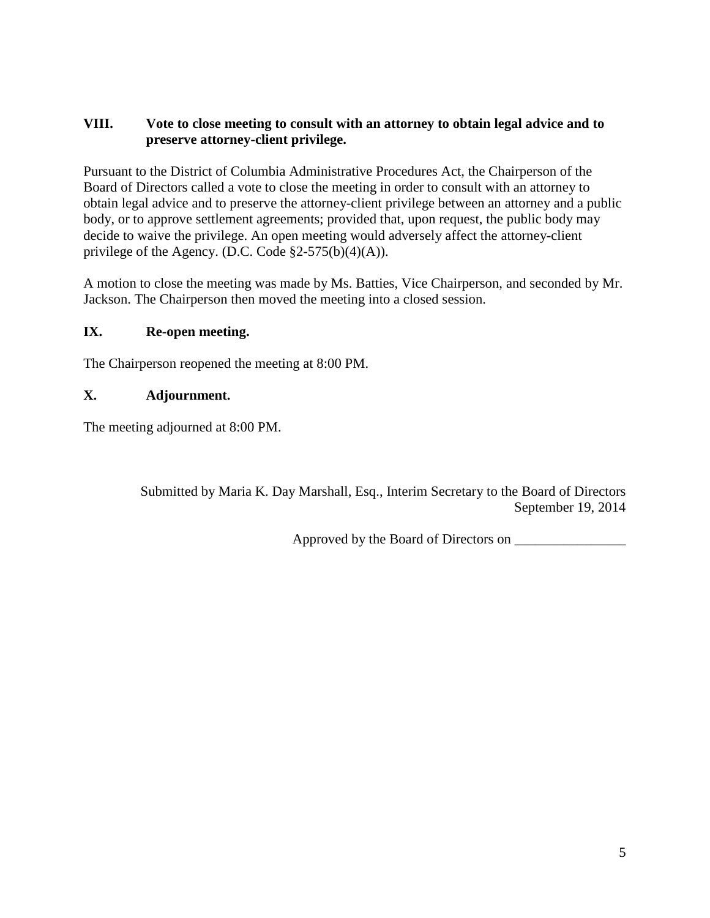**VIII. Vote to close meeting to consult with an attorney to obtain legal advice and to preserve attorney-client privilege.**

Pursuant to the District of Columbia Administrative Procedures Act, the Chairperson of the Board of Directors called a vote to close the meeting in order to consult with an attorney to obtain legal advice and to preserve the attorney-client privilege between an attorney and a public body, or to approve settlement agreements; provided that, upon request, the public body may decide to waive the privilege. An open meeting would adversely affect the attorney-client privilege of the Agency. (D.C. Code §2-575(b)(4)(A)).

A motion to close the meeting was made by Ms. Batties, Vice Chairperson, and seconded by Mr. Jackson. The Chairperson then moved the meeting into a closed session.

**IX. Re-open meeting.**

The Chairperson reopened the meeting at 8:00 PM.

**X. Adjournment.**

The meeting adjourned at 8:00 PM.

Submitted by Maria K. Day Marshall, Esq., Interim Secretary to the Board of Directors
September 19, 2014

Approved by the Board of Directors on ________________